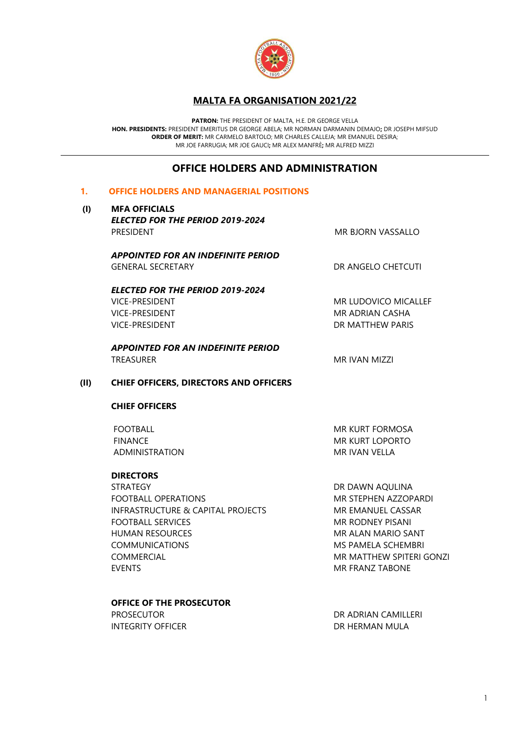# MALTA FA ORGANISATION 2021/22

**PATRON:** THE PRESIDENT OF MALTA, H.E. DR GEORGE VELLA
**HON. PRESIDENTS:** PRESIDENT EMERITUS DR GEORGE ABELA; MR NORMAN DARMANIN DEMAJO**;** DR JOSEPH MIFSUD
**ORDER OF MERIT:** MR CARMELO BARTOLO; MR CHARLES CALLEJA; MR EMANUEL DESIRA;
MR JOE FARRUGIA; MR JOE GAUCI**;** MR ALEX MANFRÈ**;** MR ALFRED MIZZI

---

## OFFICE HOLDERS AND ADMINISTRATION

### 1. OFFICE HOLDERS AND MANAGERIAL POSITIONS

#### (I) MFA OFFICIALS

***ELECTED FOR THE PERIOD 2019-2024***

| | |
|---|---|
| PRESIDENT | MR BJORN VASSALLO |

***APPOINTED FOR AN INDEFINITE PERIOD***

| | |
|---|---|
| GENERAL SECRETARY | DR ANGELO CHETCUTI |

***ELECTED FOR THE PERIOD 2019-2024***

| | |
|---|---|
| VICE-PRESIDENT | MR LUDOVICO MICALLEF |
| VICE-PRESIDENT | MR ADRIAN CASHA |
| VICE-PRESIDENT | DR MATTHEW PARIS |

***APPOINTED FOR AN INDEFINITE PERIOD***

| | |
|---|---|
| TREASURER | MR IVAN MIZZI |

#### (II) CHIEF OFFICERS, DIRECTORS AND OFFICERS

**CHIEF OFFICERS**

| | |
|---|---|
| FOOTBALL | MR KURT FORMOSA |
| FINANCE | MR KURT LOPORTO |
| ADMINISTRATION | MR IVAN VELLA |

**DIRECTORS**

| | |
|---|---|
| STRATEGY | DR DAWN AQULINA |
| FOOTBALL OPERATIONS | MR STEPHEN AZZOPARDI |
| INFRASTRUCTURE & CAPITAL PROJECTS | MR EMANUEL CASSAR |
| FOOTBALL SERVICES | MR RODNEY PISANI |
| HUMAN RESOURCES | MR ALAN MARIO SANT |
| COMMUNICATIONS | MS PAMELA SCHEMBRI |
| COMMERCIAL | MR MATTHEW SPITERI GONZI |
| EVENTS | MR FRANZ TABONE |

**OFFICE OF THE PROSECUTOR**

| | |
|---|---|
| PROSECUTOR | DR ADRIAN CAMILLERI |
| INTEGRITY OFFICER | DR HERMAN MULA |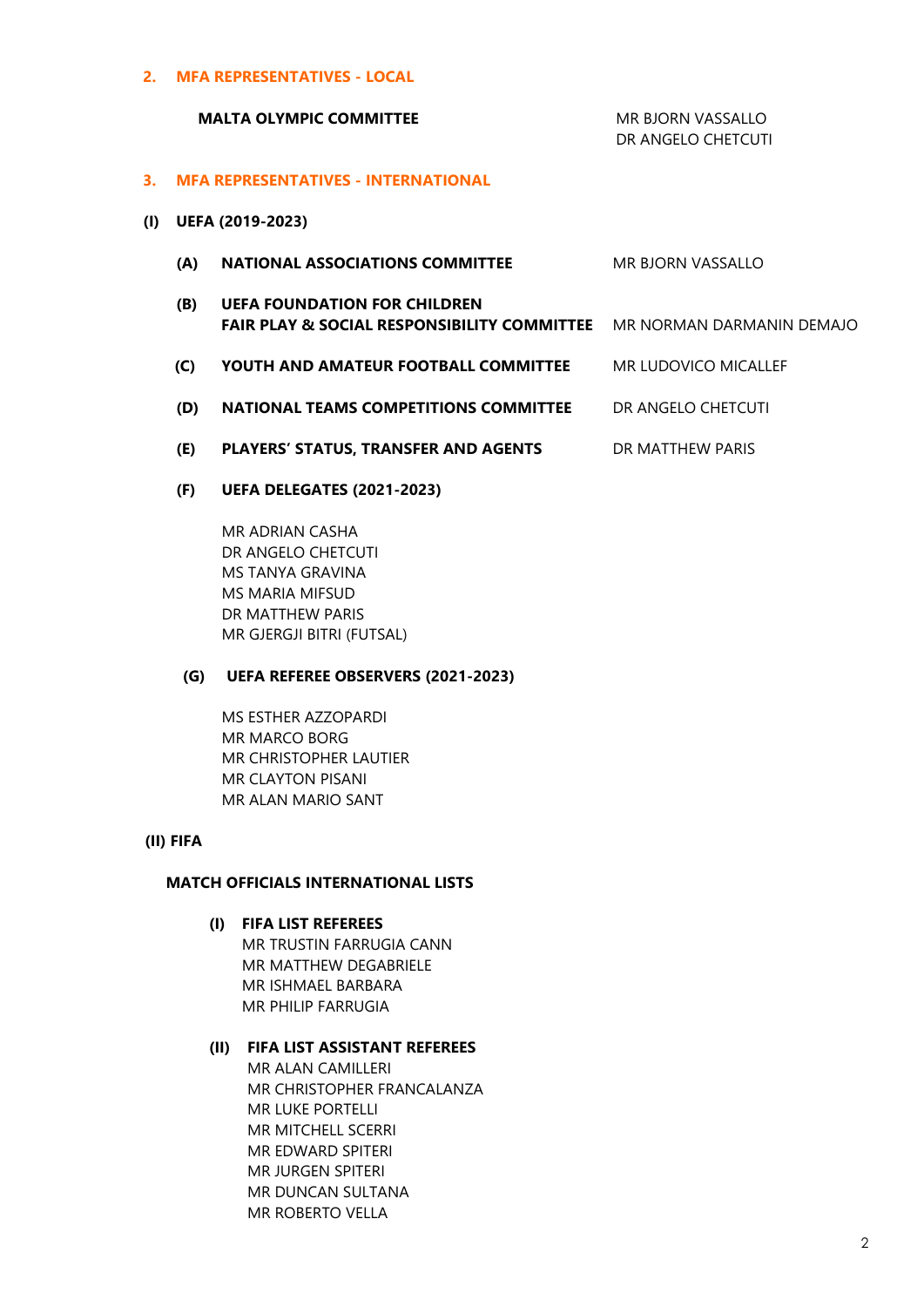## 2. MFA REPRESENTATIVES - LOCAL

**MALTA OLYMPIC COMMITTEE** — MR BJORN VASSALLO, DR ANGELO CHETCUTI

## 3. MFA REPRESENTATIVES - INTERNATIONAL

### (I) UEFA (2019-2023)

**(A) NATIONAL ASSOCIATIONS COMMITTEE** — MR BJORN VASSALLO

**(B) UEFA FOUNDATION FOR CHILDREN FAIR PLAY & SOCIAL RESPONSIBILITY COMMITTEE** — MR NORMAN DARMANIN DEMAJO

**(C) YOUTH AND AMATEUR FOOTBALL COMMITTEE** — MR LUDOVICO MICALLEF

**(D) NATIONAL TEAMS COMPETITIONS COMMITTEE** — DR ANGELO CHETCUTI

**(E) PLAYERS' STATUS, TRANSFER AND AGENTS** — DR MATTHEW PARIS

**(F) UEFA DELEGATES (2021-2023)**

MR ADRIAN CASHA
DR ANGELO CHETCUTI
MS TANYA GRAVINA
MS MARIA MIFSUD
DR MATTHEW PARIS
MR GJERGJI BITRI (FUTSAL)

**(G) UEFA REFEREE OBSERVERS (2021-2023)**

MS ESTHER AZZOPARDI
MR MARCO BORG
MR CHRISTOPHER LAUTIER
MR CLAYTON PISANI
MR ALAN MARIO SANT

### (II) FIFA

**MATCH OFFICIALS INTERNATIONAL LISTS**

**(I) FIFA LIST REFEREES**

MR TRUSTIN FARRUGIA CANN
MR MATTHEW DEGABRIELE
MR ISHMAEL BARBARA
MR PHILIP FARRUGIA

**(II) FIFA LIST ASSISTANT REFEREES**

MR ALAN CAMILLERI
MR CHRISTOPHER FRANCALANZA
MR LUKE PORTELLI
MR MITCHELL SCERRI
MR EDWARD SPITERI
MR JURGEN SPITERI
MR DUNCAN SULTANA
MR ROBERTO VELLA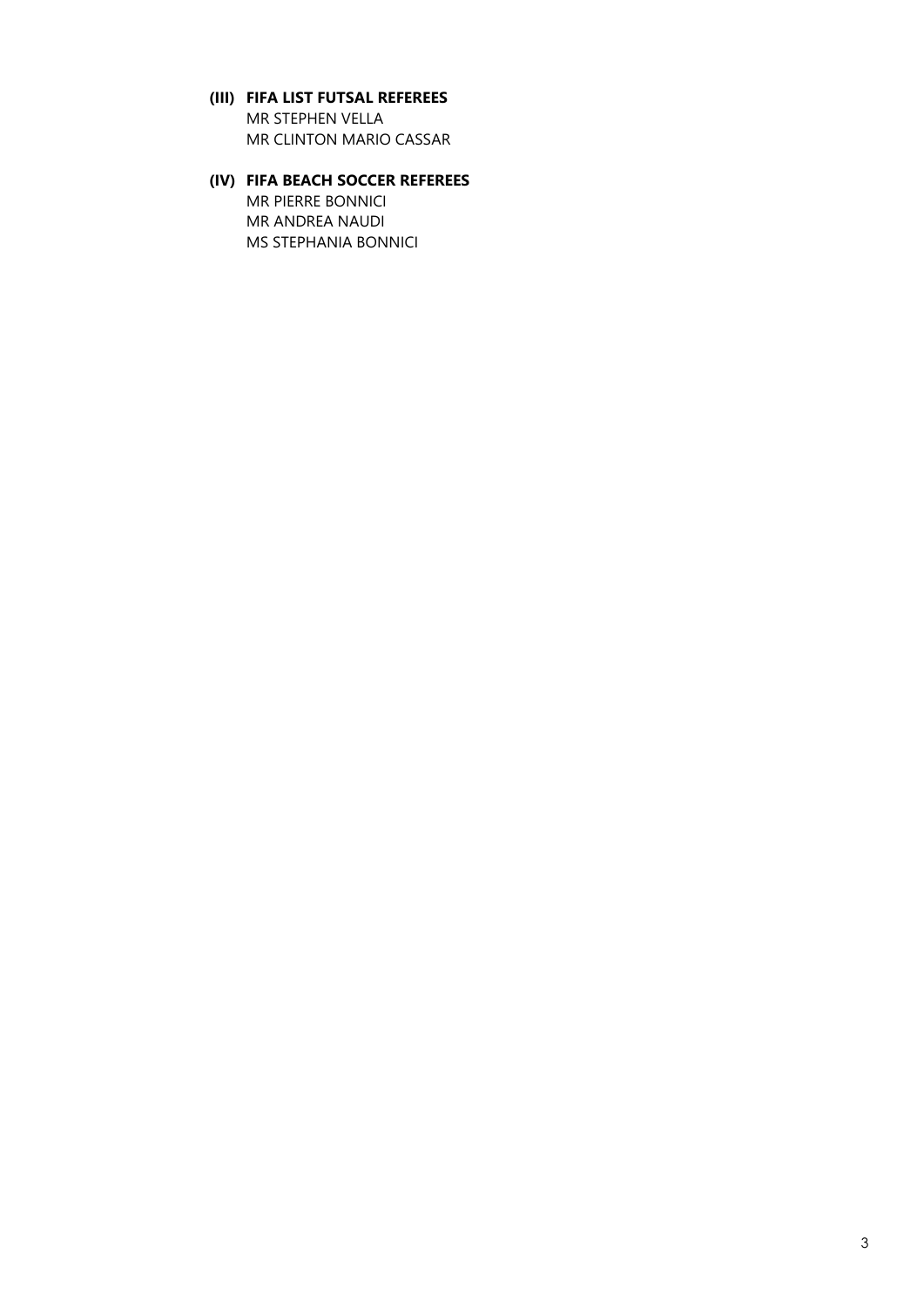**(III) FIFA LIST FUTSAL REFEREES**

MR STEPHEN VELLA
MR CLINTON MARIO CASSAR

**(IV) FIFA BEACH SOCCER REFEREES**

MR PIERRE BONNICI
MR ANDREA NAUDI
MS STEPHANIA BONNICI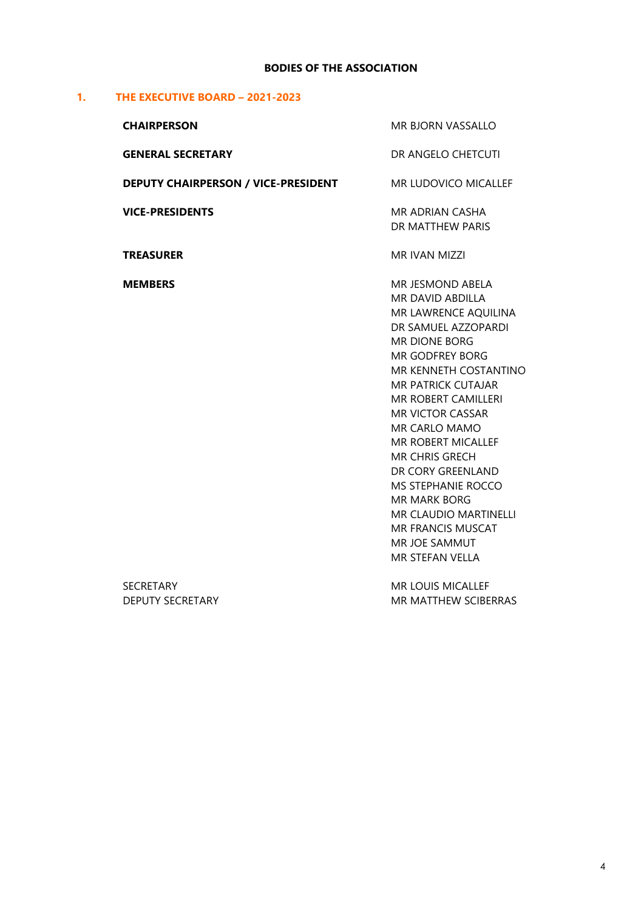**BODIES OF THE ASSOCIATION**

## 1. THE EXECUTIVE BOARD – 2021-2023

| | |
|---|---|
| **CHAIRPERSON** | MR BJORN VASSALLO |
| **GENERAL SECRETARY** | DR ANGELO CHETCUTI |
| **DEPUTY CHAIRPERSON / VICE-PRESIDENT** | MR LUDOVICO MICALLEF |
| **VICE-PRESIDENTS** | MR ADRIAN CASHA<br>DR MATTHEW PARIS |
| **TREASURER** | MR IVAN MIZZI |
| **MEMBERS** | MR JESMOND ABELA<br>MR DAVID ABDILLA<br>MR LAWRENCE AQUILINA<br>DR SAMUEL AZZOPARDI<br>MR DIONE BORG<br>MR GODFREY BORG<br>MR KENNETH COSTANTINO<br>MR PATRICK CUTAJAR<br>MR ROBERT CAMILLERI<br>MR VICTOR CASSAR<br>MR CARLO MAMO<br>MR ROBERT MICALLEF<br>MR CHRIS GRECH<br>DR CORY GREENLAND<br>MS STEPHANIE ROCCO<br>MR MARK BORG<br>MR CLAUDIO MARTINELLI<br>MR FRANCIS MUSCAT<br>MR JOE SAMMUT<br>MR STEFAN VELLA |
| SECRETARY | MR LOUIS MICALLEF |
| DEPUTY SECRETARY | MR MATTHEW SCIBERRAS |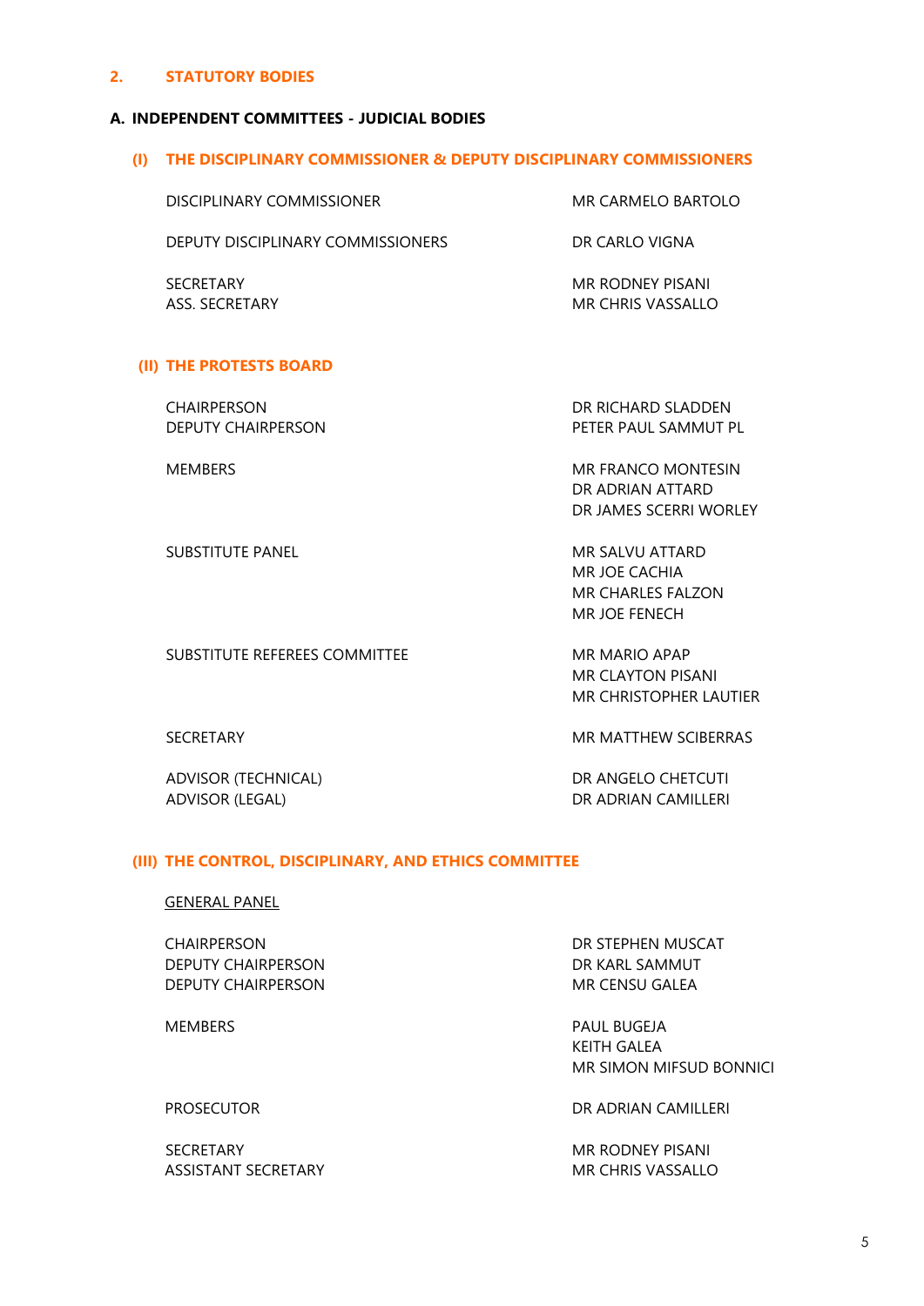## 2. STATUTORY BODIES

### A. INDEPENDENT COMMITTEES - JUDICIAL BODIES

#### (I) THE DISCIPLINARY COMMISSIONER & DEPUTY DISCIPLINARY COMMISSIONERS

| | |
|---|---|
| DISCIPLINARY COMMISSIONER | MR CARMELO BARTOLO |
| DEPUTY DISCIPLINARY COMMISSIONERS | DR CARLO VIGNA |
| SECRETARY | MR RODNEY PISANI |
| ASS. SECRETARY | MR CHRIS VASSALLO |

#### (II) THE PROTESTS BOARD

| | |
|---|---|
| CHAIRPERSON | DR RICHARD SLADDEN |
| DEPUTY CHAIRPERSON | PETER PAUL SAMMUT PL |
| MEMBERS | MR FRANCO MONTESIN<br>DR ADRIAN ATTARD<br>DR JAMES SCERRI WORLEY |
| SUBSTITUTE PANEL | MR SALVU ATTARD<br>MR JOE CACHIA<br>MR CHARLES FALZON<br>MR JOE FENECH |
| SUBSTITUTE REFEREES COMMITTEE | MR MARIO APAP<br>MR CLAYTON PISANI<br>MR CHRISTOPHER LAUTIER |
| SECRETARY | MR MATTHEW SCIBERRAS |
| ADVISOR (TECHNICAL) | DR ANGELO CHETCUTI |
| ADVISOR (LEGAL) | DR ADRIAN CAMILLERI |

#### (III) THE CONTROL, DISCIPLINARY, AND ETHICS COMMITTEE

GENERAL PANEL

| | |
|---|---|
| CHAIRPERSON | DR STEPHEN MUSCAT |
| DEPUTY CHAIRPERSON | DR KARL SAMMUT |
| DEPUTY CHAIRPERSON | MR CENSU GALEA |
| MEMBERS | PAUL BUGEJA<br>KEITH GALEA<br>MR SIMON MIFSUD BONNICI |
| PROSECUTOR | DR ADRIAN CAMILLERI |
| SECRETARY | MR RODNEY PISANI |
| ASSISTANT SECRETARY | MR CHRIS VASSALLO |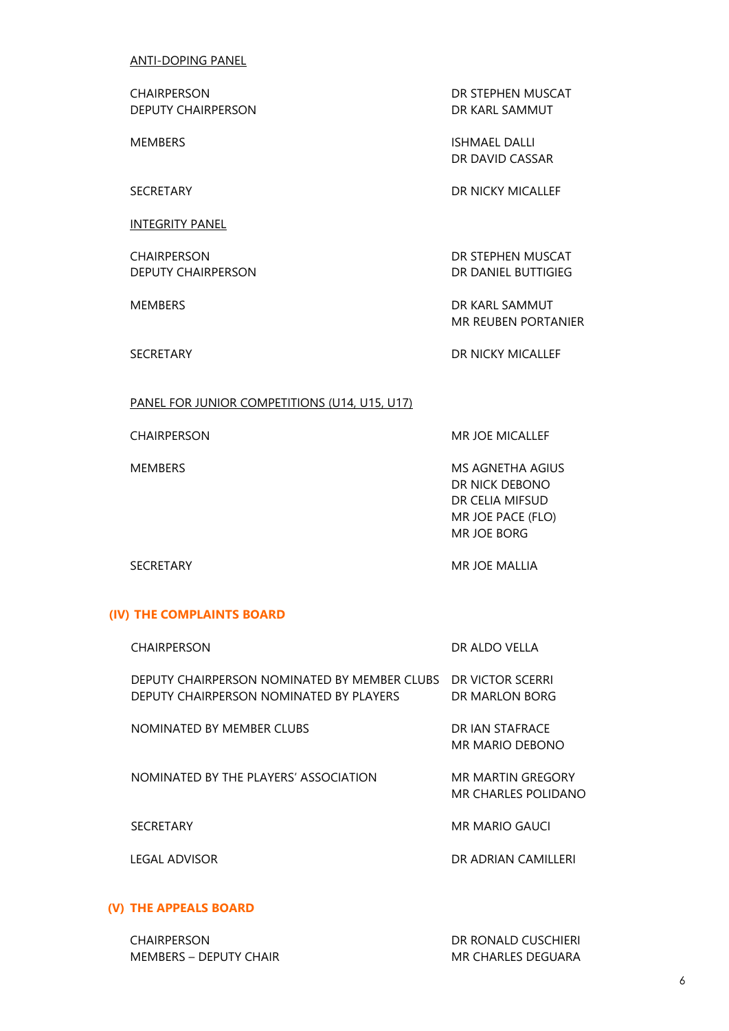ANTI-DOPING PANEL

| | |
|---|---|
| CHAIRPERSON | DR STEPHEN MUSCAT |
| DEPUTY CHAIRPERSON | DR KARL SAMMUT |
| MEMBERS | ISHMAEL DALLI<br>DR DAVID CASSAR |
| SECRETARY | DR NICKY MICALLEF |

INTEGRITY PANEL

| | |
|---|---|
| CHAIRPERSON | DR STEPHEN MUSCAT |
| DEPUTY CHAIRPERSON | DR DANIEL BUTTIGIEG |
| MEMBERS | DR KARL SAMMUT<br>MR REUBEN PORTANIER |
| SECRETARY | DR NICKY MICALLEF |

PANEL FOR JUNIOR COMPETITIONS (U14, U15, U17)

| | |
|---|---|
| CHAIRPERSON | MR JOE MICALLEF |
| MEMBERS | MS AGNETHA AGIUS<br>DR NICK DEBONO<br>DR CELIA MIFSUD<br>MR JOE PACE (FLO)<br>MR JOE BORG |
| SECRETARY | MR JOE MALLIA |

## (IV) THE COMPLAINTS BOARD

| | |
|---|---|
| CHAIRPERSON | DR ALDO VELLA |
| DEPUTY CHAIRPERSON NOMINATED BY MEMBER CLUBS | DR VICTOR SCERRI |
| DEPUTY CHAIRPERSON NOMINATED BY PLAYERS | DR MARLON BORG |
| NOMINATED BY MEMBER CLUBS | DR IAN STAFRACE<br>MR MARIO DEBONO |
| NOMINATED BY THE PLAYERS' ASSOCIATION | MR MARTIN GREGORY<br>MR CHARLES POLIDANO |
| SECRETARY | MR MARIO GAUCI |
| LEGAL ADVISOR | DR ADRIAN CAMILLERI |

## (V) THE APPEALS BOARD

| | |
|---|---|
| CHAIRPERSON | DR RONALD CUSCHIERI |
| MEMBERS – DEPUTY CHAIR | MR CHARLES DEGUARA |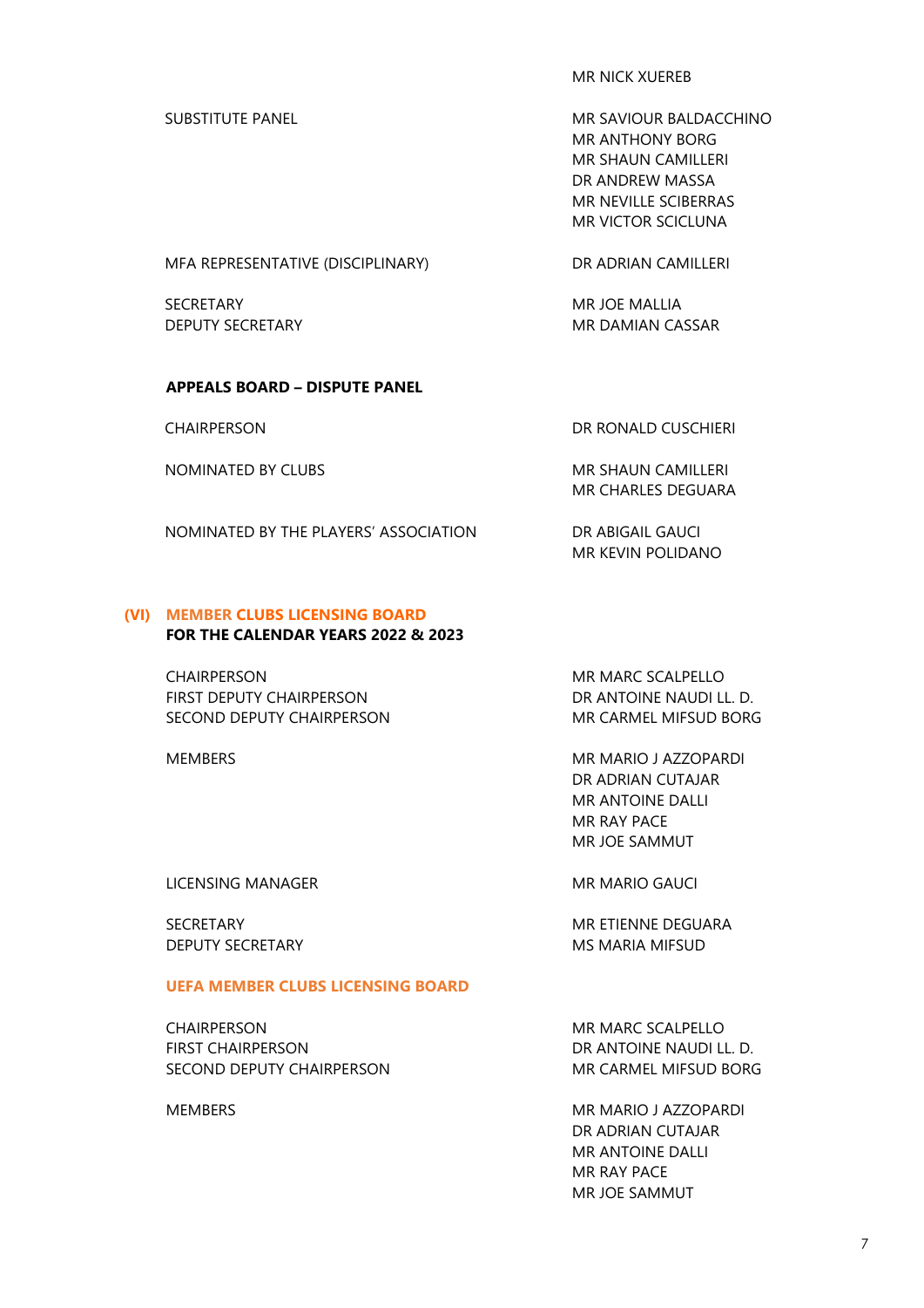| | |
|---|---|
| | MR NICK XUEREB |
| SUBSTITUTE PANEL | MR SAVIOUR BALDACCHINO<br>MR ANTHONY BORG<br>MR SHAUN CAMILLERI<br>DR ANDREW MASSA<br>MR NEVILLE SCIBERRAS<br>MR VICTOR SCICLUNA |
| MFA REPRESENTATIVE (DISCIPLINARY) | DR ADRIAN CAMILLERI |
| SECRETARY<br>DEPUTY SECRETARY | MR JOE MALLIA<br>MR DAMIAN CASSAR |

**APPEALS BOARD – DISPUTE PANEL**

| | |
|---|---|
| CHAIRPERSON | DR RONALD CUSCHIERI |
| NOMINATED BY CLUBS | MR SHAUN CAMILLERI<br>MR CHARLES DEGUARA |
| NOMINATED BY THE PLAYERS' ASSOCIATION | DR ABIGAIL GAUCI<br>MR KEVIN POLIDANO |

## (VI) MEMBER CLUBS LICENSING BOARD
**FOR THE CALENDAR YEARS 2022 & 2023**

| | |
|---|---|
| CHAIRPERSON<br>FIRST DEPUTY CHAIRPERSON<br>SECOND DEPUTY CHAIRPERSON | MR MARC SCALPELLO<br>DR ANTOINE NAUDI LL. D.<br>MR CARMEL MIFSUD BORG |
| MEMBERS | MR MARIO J AZZOPARDI<br>DR ADRIAN CUTAJAR<br>MR ANTOINE DALLI<br>MR RAY PACE<br>MR JOE SAMMUT |
| LICENSING MANAGER | MR MARIO GAUCI |
| SECRETARY<br>DEPUTY SECRETARY | MR ETIENNE DEGUARA<br>MS MARIA MIFSUD |

### UEFA MEMBER CLUBS LICENSING BOARD

| | |
|---|---|
| CHAIRPERSON<br>FIRST CHAIRPERSON<br>SECOND DEPUTY CHAIRPERSON | MR MARC SCALPELLO<br>DR ANTOINE NAUDI LL. D.<br>MR CARMEL MIFSUD BORG |
| MEMBERS | MR MARIO J AZZOPARDI<br>DR ADRIAN CUTAJAR<br>MR ANTOINE DALLI<br>MR RAY PACE<br>MR JOE SAMMUT |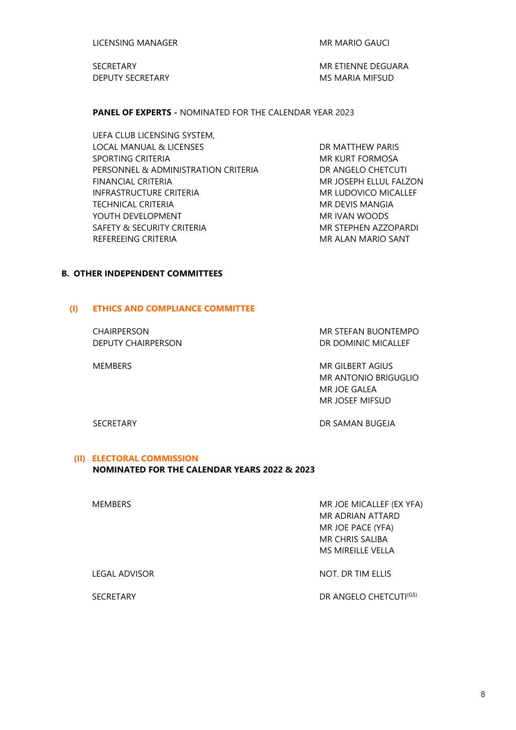| | |
|---|---|
| LICENSING MANAGER | MR MARIO GAUCI |
| SECRETARY | MR ETIENNE DEGUARA |
| DEPUTY SECRETARY | MS MARIA MIFSUD |

**PANEL OF EXPERTS -** NOMINATED FOR THE CALENDAR YEAR 2023

| | |
|---|---|
| UEFA CLUB LICENSING SYSTEM, LOCAL MANUAL & LICENSES | DR MATTHEW PARIS |
| SPORTING CRITERIA | MR KURT FORMOSA |
| PERSONNEL & ADMINISTRATION CRITERIA | DR ANGELO CHETCUTI |
| FINANCIAL CRITERIA | MR JOSEPH ELLUL FALZON |
| INFRASTRUCTURE CRITERIA | MR LUDOVICO MICALLEF |
| TECHNICAL CRITERIA | MR DEVIS MANGIA |
| YOUTH DEVELOPMENT | MR IVAN WOODS |
| SAFETY & SECURITY CRITERIA | MR STEPHEN AZZOPARDI |
| REFEREEING CRITERIA | MR ALAN MARIO SANT |

## B. OTHER INDEPENDENT COMMITTEES

### (I) ETHICS AND COMPLIANCE COMMITTEE

| | |
|---|---|
| CHAIRPERSON | MR STEFAN BUONTEMPO |
| DEPUTY CHAIRPERSON | DR DOMINIC MICALLEF |
| MEMBERS | MR GILBERT AGIUS<br>MR ANTONIO BRIGUGLIO<br>MR JOE GALEA<br>MR JOSEF MIFSUD |
| SECRETARY | DR SAMAN BUGEJA |

### (II) ELECTORAL COMMISSION

**NOMINATED FOR THE CALENDAR YEARS 2022 & 2023**

| | |
|---|---|
| MEMBERS | MR JOE MICALLEF (EX YFA)<br>MR ADRIAN ATTARD<br>MR JOE PACE (YFA)<br>MR CHRIS SALIBA<br>MS MIREILLE VELLA |
| LEGAL ADVISOR | NOT. DR TIM ELLIS |
| SECRETARY | DR ANGELO CHETCUTI[(GS)] |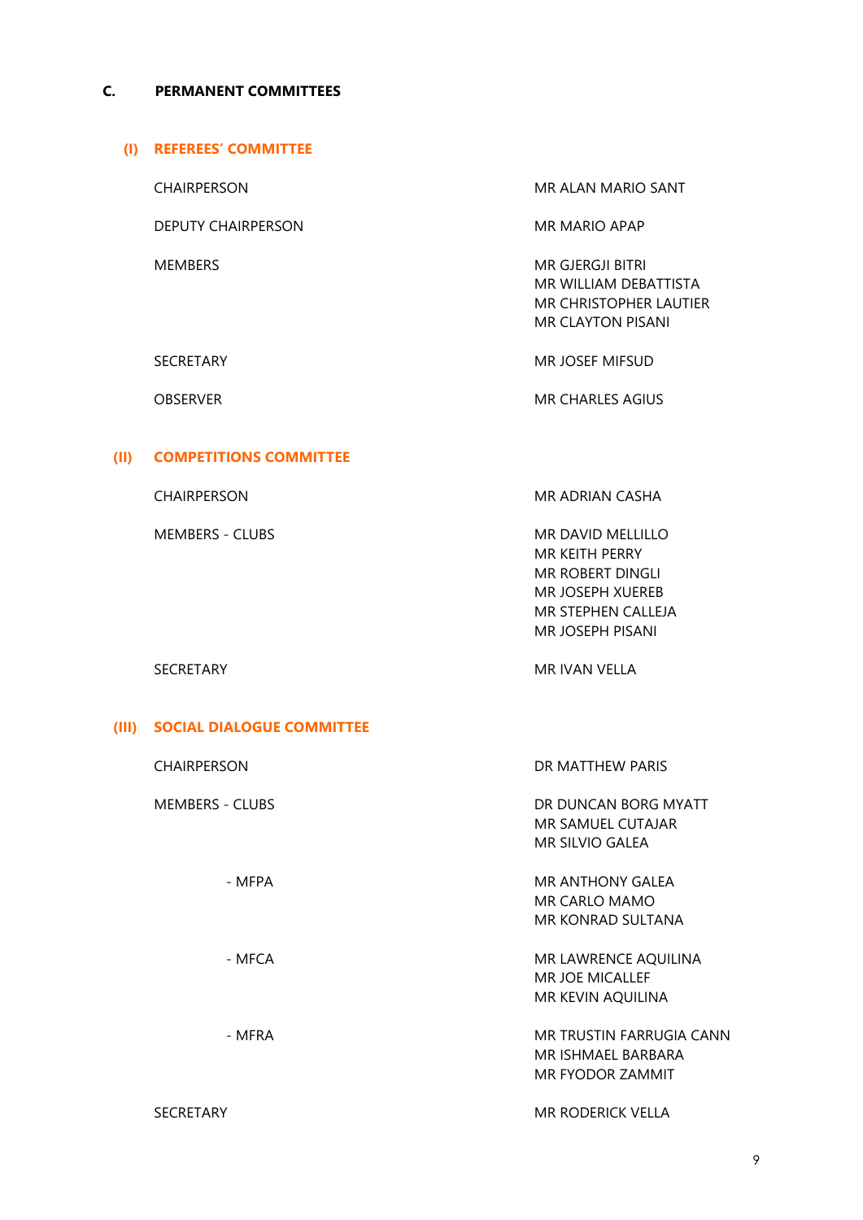## C. PERMANENT COMMITTEES

### (I) REFEREES' COMMITTEE

| | |
|---|---|
| CHAIRPERSON | MR ALAN MARIO SANT |
| DEPUTY CHAIRPERSON | MR MARIO APAP |
| MEMBERS | MR GJERGJI BITRI<br>MR WILLIAM DEBATTISTA<br>MR CHRISTOPHER LAUTIER<br>MR CLAYTON PISANI |
| SECRETARY | MR JOSEF MIFSUD |
| OBSERVER | MR CHARLES AGIUS |

### (II) COMPETITIONS COMMITTEE

| | |
|---|---|
| CHAIRPERSON | MR ADRIAN CASHA |
| MEMBERS - CLUBS | MR DAVID MELLILLO<br>MR KEITH PERRY<br>MR ROBERT DINGLI<br>MR JOSEPH XUEREB<br>MR STEPHEN CALLEJA<br>MR JOSEPH PISANI |
| SECRETARY | MR IVAN VELLA |

### (III) SOCIAL DIALOGUE COMMITTEE

| | |
|---|---|
| CHAIRPERSON | DR MATTHEW PARIS |
| MEMBERS - CLUBS | DR DUNCAN BORG MYATT<br>MR SAMUEL CUTAJAR<br>MR SILVIO GALEA |
| - MFPA | MR ANTHONY GALEA<br>MR CARLO MAMO<br>MR KONRAD SULTANA |
| - MFCA | MR LAWRENCE AQUILINA<br>MR JOE MICALLEF<br>MR KEVIN AQUILINA |
| - MFRA | MR TRUSTIN FARRUGIA CANN<br>MR ISHMAEL BARBARA<br>MR FYODOR ZAMMIT |
| SECRETARY | MR RODERICK VELLA |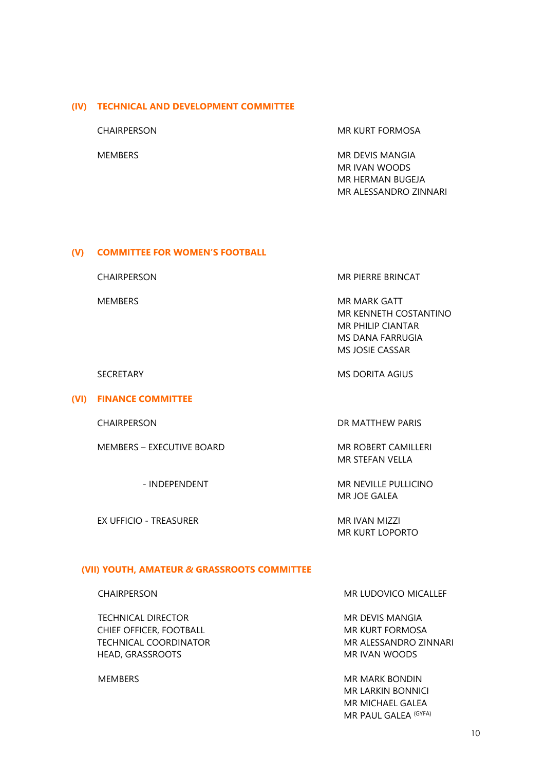### (IV) TECHNICAL AND DEVELOPMENT COMMITTEE

| | |
|---|---|
| CHAIRPERSON | MR KURT FORMOSA |
| MEMBERS | MR DEVIS MANGIA<br>MR IVAN WOODS<br>MR HERMAN BUGEJA<br>MR ALESSANDRO ZINNARI |

### (V) COMMITTEE FOR WOMEN'S FOOTBALL

| | |
|---|---|
| CHAIRPERSON | MR PIERRE BRINCAT |
| MEMBERS | MR MARK GATT<br>MR KENNETH COSTANTINO<br>MR PHILIP CIANTAR<br>MS DANA FARRUGIA<br>MS JOSIE CASSAR |
| SECRETARY | MS DORITA AGIUS |

### (VI) FINANCE COMMITTEE

| | |
|---|---|
| CHAIRPERSON | DR MATTHEW PARIS |
| MEMBERS – EXECUTIVE BOARD | MR ROBERT CAMILLERI<br>MR STEFAN VELLA |
| - INDEPENDENT | MR NEVILLE PULLICINO<br>MR JOE GALEA |
| EX UFFICIO - TREASURER | MR IVAN MIZZI<br>MR KURT LOPORTO |

### (VII) YOUTH, AMATEUR & GRASSROOTS COMMITTEE

| | |
|---|---|
| CHAIRPERSON | MR LUDOVICO MICALLEF |
| TECHNICAL DIRECTOR | MR DEVIS MANGIA |
| CHIEF OFFICER, FOOTBALL | MR KURT FORMOSA |
| TECHNICAL COORDINATOR | MR ALESSANDRO ZINNARI |
| HEAD, GRASSROOTS | MR IVAN WOODS |
| MEMBERS | MR MARK BONDIN<br>MR LARKIN BONNICI<br>MR MICHAEL GALEA<br>MR PAUL GALEA (GYFA) |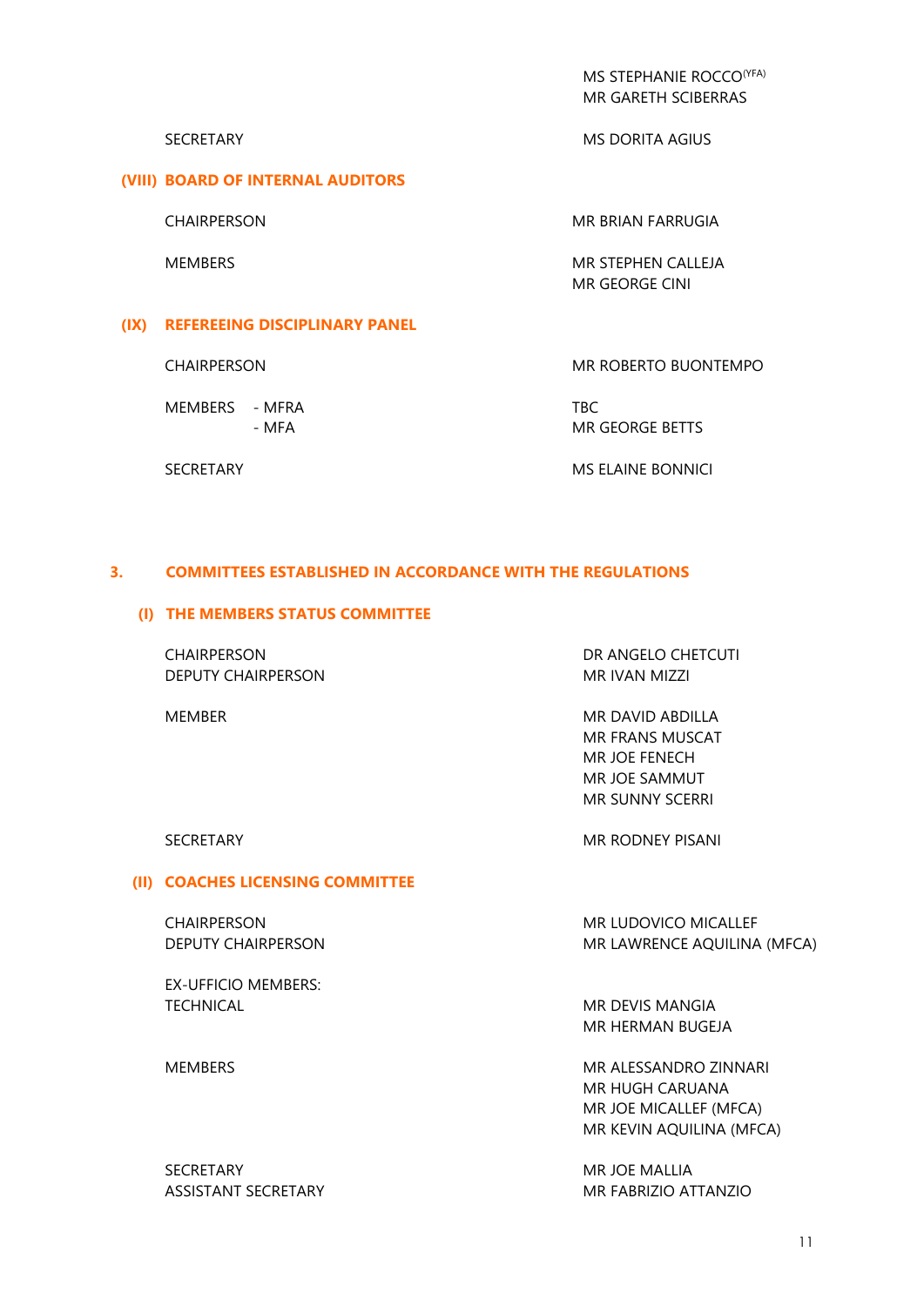| | |
|---|---|
| | MS STEPHANIE ROCCO(YFA) |
| | MR GARETH SCIBERRAS |
| SECRETARY | MS DORITA AGIUS |

### (VIII) BOARD OF INTERNAL AUDITORS

| | |
|---|---|
| CHAIRPERSON | MR BRIAN FARRUGIA |
| MEMBERS | MR STEPHEN CALLEJA |
| | MR GEORGE CINI |

### (IX) REFEREEING DISCIPLINARY PANEL

| | |
|---|---|
| CHAIRPERSON | MR ROBERTO BUONTEMPO |
| MEMBERS - MFRA | TBC |
| - MFA | MR GEORGE BETTS |
| SECRETARY | MS ELAINE BONNICI |

## 3. COMMITTEES ESTABLISHED IN ACCORDANCE WITH THE REGULATIONS

### (I) THE MEMBERS STATUS COMMITTEE

| | |
|---|---|
| CHAIRPERSON | DR ANGELO CHETCUTI |
| DEPUTY CHAIRPERSON | MR IVAN MIZZI |
| MEMBER | MR DAVID ABDILLA |
| | MR FRANS MUSCAT |
| | MR JOE FENECH |
| | MR JOE SAMMUT |
| | MR SUNNY SCERRI |
| SECRETARY | MR RODNEY PISANI |

### (II) COACHES LICENSING COMMITTEE

| | |
|---|---|
| CHAIRPERSON | MR LUDOVICO MICALLEF |
| DEPUTY CHAIRPERSON | MR LAWRENCE AQUILINA (MFCA) |
| EX-UFFICIO MEMBERS: | |
| TECHNICAL | MR DEVIS MANGIA |
| | MR HERMAN BUGEJA |
| MEMBERS | MR ALESSANDRO ZINNARI |
| | MR HUGH CARUANA |
| | MR JOE MICALLEF (MFCA) |
| | MR KEVIN AQUILINA (MFCA) |
| SECRETARY | MR JOE MALLIA |
| ASSISTANT SECRETARY | MR FABRIZIO ATTANZIO |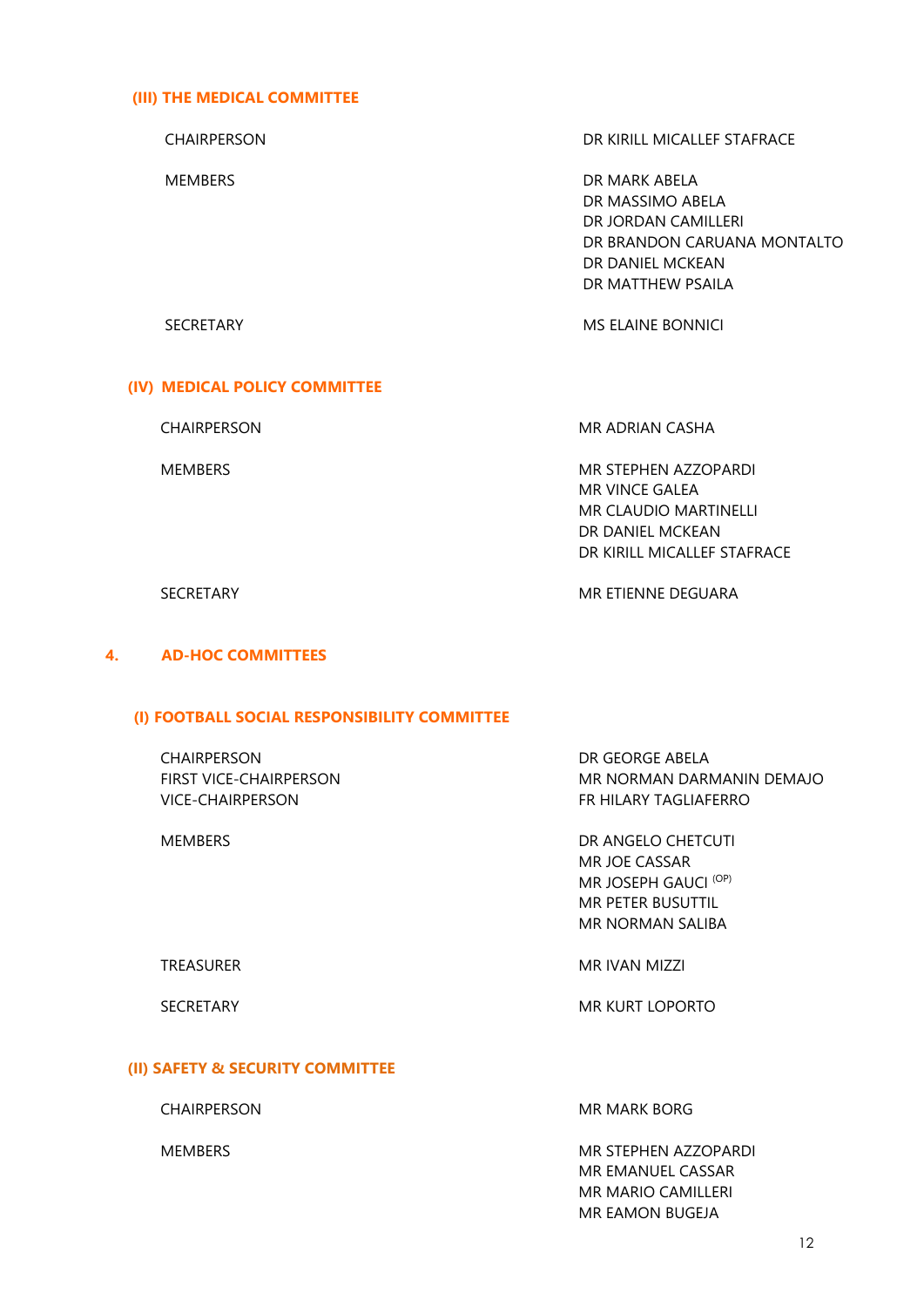### (III) THE MEDICAL COMMITTEE

| | |
|---|---|
| CHAIRPERSON | DR KIRILL MICALLEF STAFRACE |
| MEMBERS | DR MARK ABELA<br>DR MASSIMO ABELA<br>DR JORDAN CAMILLERI<br>DR BRANDON CARUANA MONTALTO<br>DR DANIEL MCKEAN<br>DR MATTHEW PSAILA |
| SECRETARY | MS ELAINE BONNICI |

### (IV) MEDICAL POLICY COMMITTEE

| | |
|---|---|
| CHAIRPERSON | MR ADRIAN CASHA |
| MEMBERS | MR STEPHEN AZZOPARDI<br>MR VINCE GALEA<br>MR CLAUDIO MARTINELLI<br>DR DANIEL MCKEAN<br>DR KIRILL MICALLEF STAFRACE |
| SECRETARY | MR ETIENNE DEGUARA |

## 4. AD-HOC COMMITTEES

### (I) FOOTBALL SOCIAL RESPONSIBILITY COMMITTEE

| | |
|---|---|
| CHAIRPERSON | DR GEORGE ABELA |
| FIRST VICE-CHAIRPERSON | MR NORMAN DARMANIN DEMAJO |
| VICE-CHAIRPERSON | FR HILARY TAGLIAFERRO |
| MEMBERS | DR ANGELO CHETCUTI<br>MR JOE CASSAR<br>MR JOSEPH GAUCI (OP)<br>MR PETER BUSUTTIL<br>MR NORMAN SALIBA |
| TREASURER | MR IVAN MIZZI |
| SECRETARY | MR KURT LOPORTO |

### (II) SAFETY & SECURITY COMMITTEE

| | |
|---|---|
| CHAIRPERSON | MR MARK BORG |
| MEMBERS | MR STEPHEN AZZOPARDI<br>MR EMANUEL CASSAR<br>MR MARIO CAMILLERI<br>MR EAMON BUGEJA |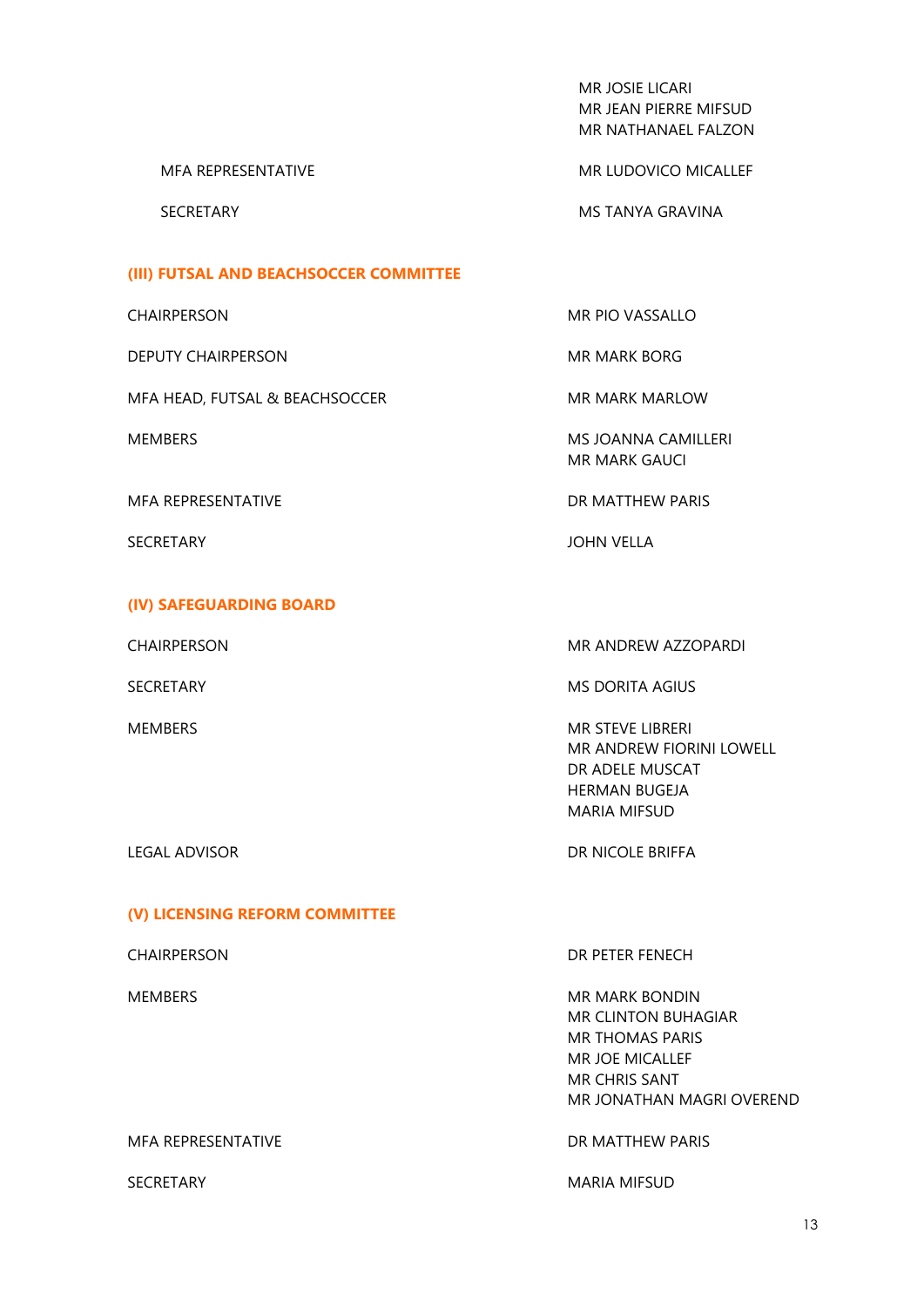| | |
|---|---|
| | MR JOSIE LICARI<br>MR JEAN PIERRE MIFSUD<br>MR NATHANAEL FALZON |
| MFA REPRESENTATIVE | MR LUDOVICO MICALLEF |
| SECRETARY | MS TANYA GRAVINA |

### (III) FUTSAL AND BEACHSOCCER COMMITTEE

| | |
|---|---|
| CHAIRPERSON | MR PIO VASSALLO |
| DEPUTY CHAIRPERSON | MR MARK BORG |
| MFA HEAD, FUTSAL & BEACHSOCCER | MR MARK MARLOW |
| MEMBERS | MS JOANNA CAMILLERI<br>MR MARK GAUCI |
| MFA REPRESENTATIVE | DR MATTHEW PARIS |
| SECRETARY | JOHN VELLA |

### (IV) SAFEGUARDING BOARD

| | |
|---|---|
| CHAIRPERSON | MR ANDREW AZZOPARDI |
| SECRETARY | MS DORITA AGIUS |
| MEMBERS | MR STEVE LIBRERI<br>MR ANDREW FIORINI LOWELL<br>DR ADELE MUSCAT<br>HERMAN BUGEJA<br>MARIA MIFSUD |
| LEGAL ADVISOR | DR NICOLE BRIFFA |

### (V) LICENSING REFORM COMMITTEE

| | |
|---|---|
| CHAIRPERSON | DR PETER FENECH |
| MEMBERS | MR MARK BONDIN<br>MR CLINTON BUHAGIAR<br>MR THOMAS PARIS<br>MR JOE MICALLEF<br>MR CHRIS SANT<br>MR JONATHAN MAGRI OVEREND |
| MFA REPRESENTATIVE | DR MATTHEW PARIS |
| SECRETARY | MARIA MIFSUD |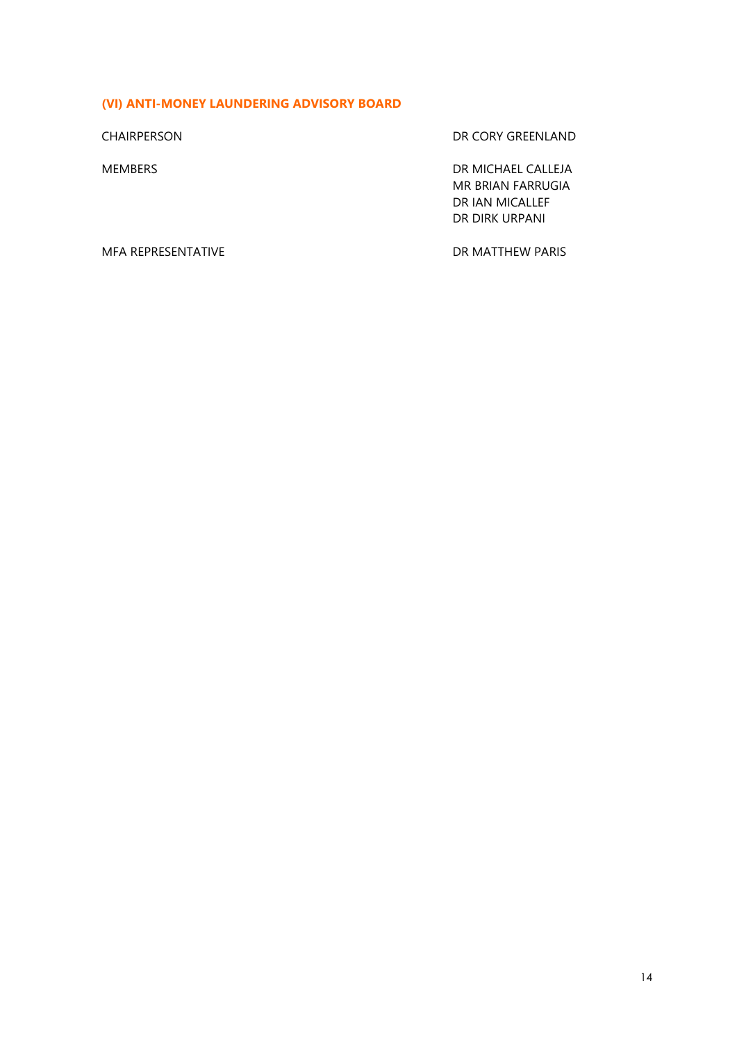### (VI) ANTI-MONEY LAUNDERING ADVISORY BOARD

| | |
|---|---|
| CHAIRPERSON | DR CORY GREENLAND |
| MEMBERS | DR MICHAEL CALLEJA<br>MR BRIAN FARRUGIA<br>DR IAN MICALLEF<br>DR DIRK URPANI |
| MFA REPRESENTATIVE | DR MATTHEW PARIS |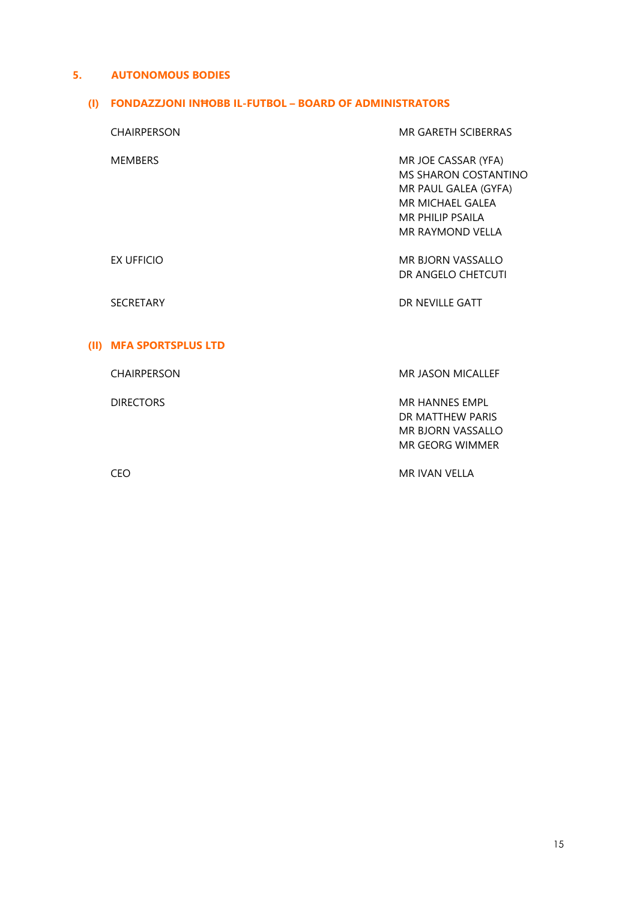## 5. AUTONOMOUS BODIES

### (I) FONDAZZJONI INĦOBB IL-FUTBOL – BOARD OF ADMINISTRATORS

| | |
|---|---|
| CHAIRPERSON | MR GARETH SCIBERRAS |
| MEMBERS | MR JOE CASSAR (YFA)<br>MS SHARON COSTANTINO<br>MR PAUL GALEA (GYFA)<br>MR MICHAEL GALEA<br>MR PHILIP PSAILA<br>MR RAYMOND VELLA |
| EX UFFICIO | MR BJORN VASSALLO<br>DR ANGELO CHETCUTI |
| SECRETARY | DR NEVILLE GATT |

### (II) MFA SPORTSPLUS LTD

| | |
|---|---|
| CHAIRPERSON | MR JASON MICALLEF |
| DIRECTORS | MR HANNES EMPL<br>DR MATTHEW PARIS<br>MR BJORN VASSALLO<br>MR GEORG WIMMER |
| CEO | MR IVAN VELLA |